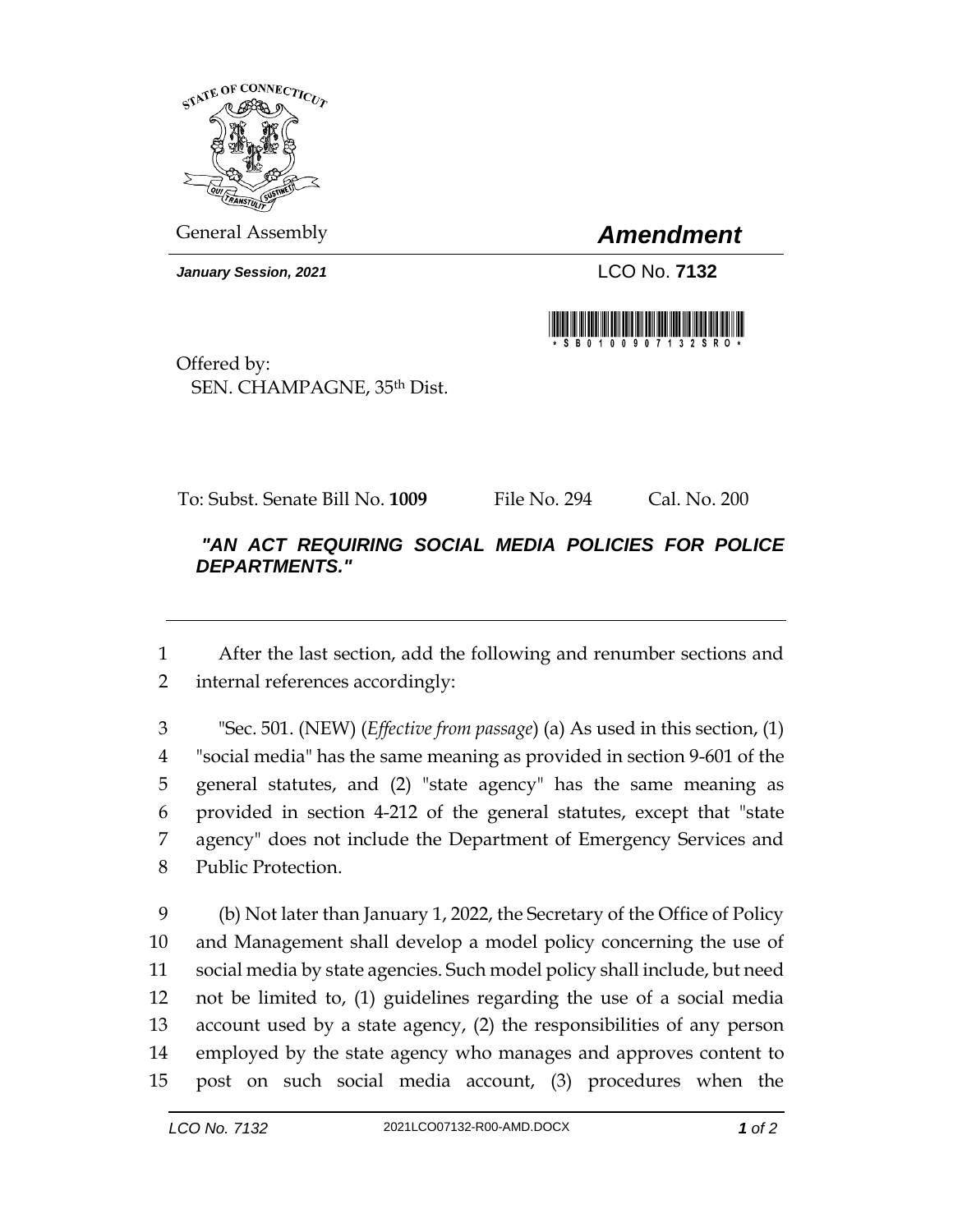General Assembly

# *Amendment*

***January Session, 2021***

LCO No. **7132**

Offered by:
SEN. CHAMPAGNE, 35th Dist.

To: Subst. Senate Bill No. **1009** File No. 294 Cal. No. 200

***"AN ACT REQUIRING SOCIAL MEDIA POLICIES FOR POLICE DEPARTMENTS."***

---

1 After the last section, add the following and renumber sections and
2 internal references accordingly:

3 "Sec. 501. (NEW) (*Effective from passage*) (a) As used in this section, (1)
4 "social media" has the same meaning as provided in section 9-601 of the
5 general statutes, and (2) "state agency" has the same meaning as
6 provided in section 4-212 of the general statutes, except that "state
7 agency" does not include the Department of Emergency Services and
8 Public Protection.

9 (b) Not later than January 1, 2022, the Secretary of the Office of Policy
10 and Management shall develop a model policy concerning the use of
11 social media by state agencies. Such model policy shall include, but need
12 not be limited to, (1) guidelines regarding the use of a social media
13 account used by a state agency, (2) the responsibilities of any person
14 employed by the state agency who manages and approves content to
15 post on such social media account, (3) procedures when the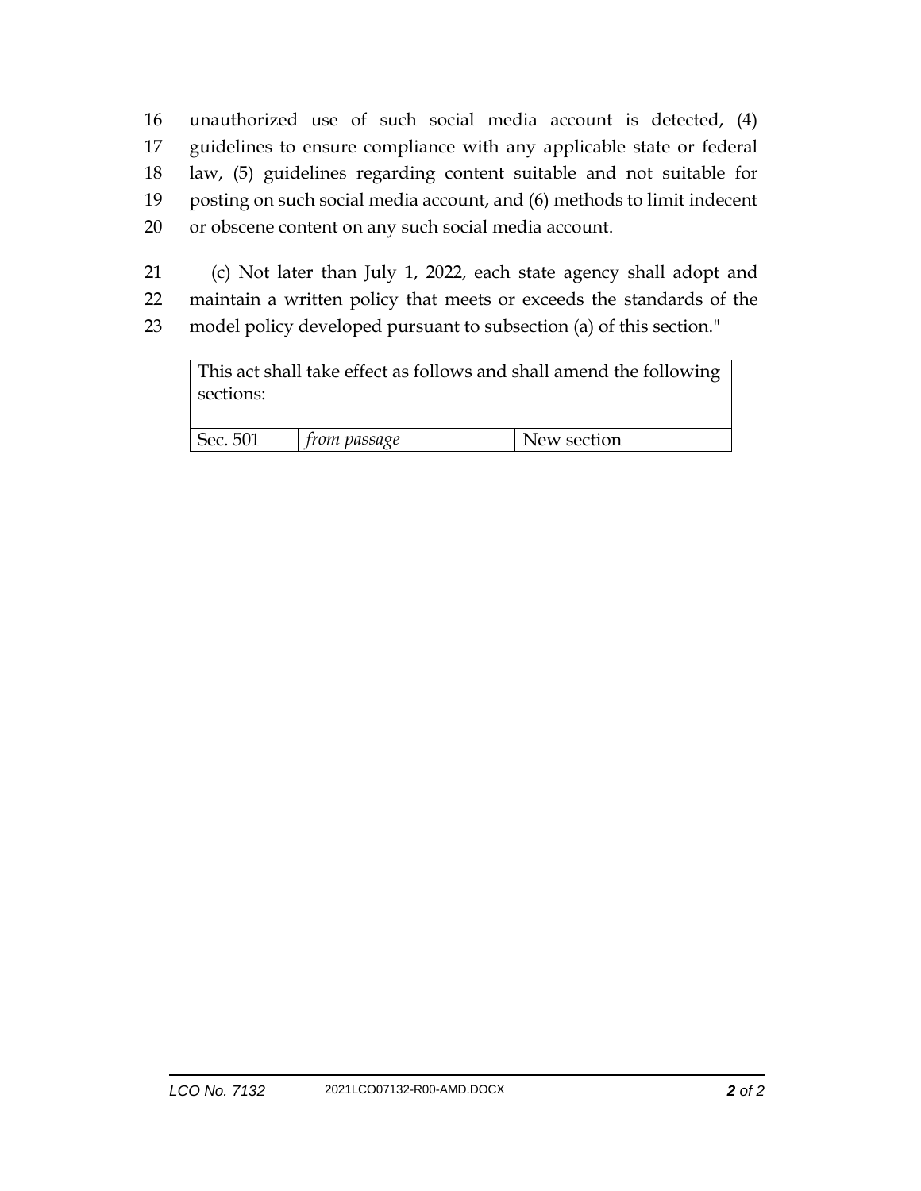unauthorized use of such social media account is detected, (4) guidelines to ensure compliance with any applicable state or federal law, (5) guidelines regarding content suitable and not suitable for posting on such social media account, and (6) methods to limit indecent or obscene content on any such social media account.

(c) Not later than July 1, 2022, each state agency shall adopt and maintain a written policy that meets or exceeds the standards of the model policy developed pursuant to subsection (a) of this section."

| This act shall take effect as follows and shall amend the following sections: | | |
|---|---|---|
| Sec. 501 | *from passage* | New section |